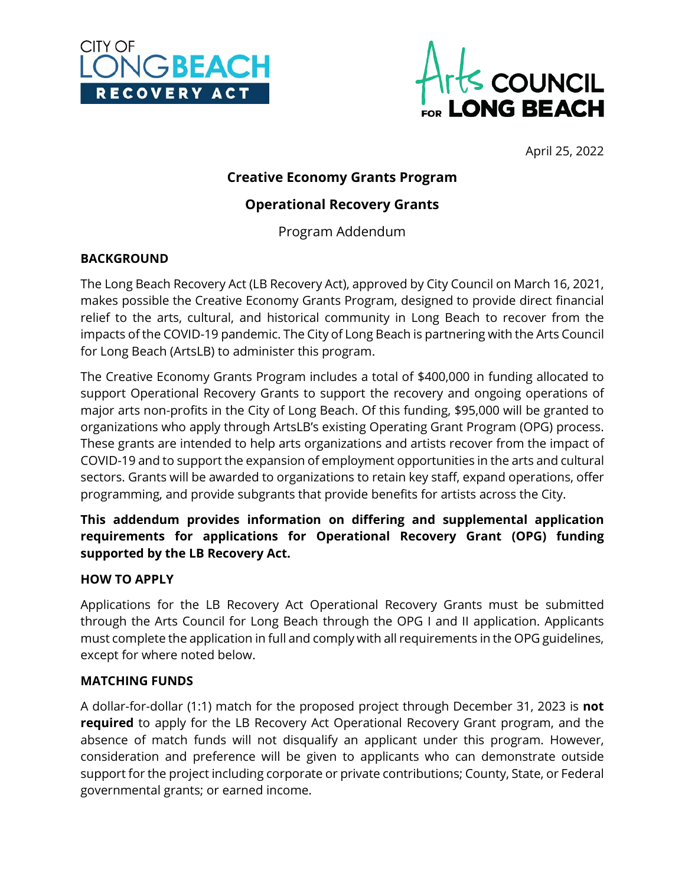CITY OF LONG BEACH RECOVERY ACT

Arts COUNCIL FOR LONG BEACH

April 25, 2022

**Creative Economy Grants Program**

**Operational Recovery Grants**

Program Addendum

## BACKGROUND

The Long Beach Recovery Act (LB Recovery Act), approved by City Council on March 16, 2021, makes possible the Creative Economy Grants Program, designed to provide direct financial relief to the arts, cultural, and historical community in Long Beach to recover from the impacts of the COVID-19 pandemic. The City of Long Beach is partnering with the Arts Council for Long Beach (ArtsLB) to administer this program.

The Creative Economy Grants Program includes a total of $400,000 in funding allocated to support Operational Recovery Grants to support the recovery and ongoing operations of major arts non-profits in the City of Long Beach. Of this funding, $95,000 will be granted to organizations who apply through ArtsLB's existing Operating Grant Program (OPG) process. These grants are intended to help arts organizations and artists recover from the impact of COVID-19 and to support the expansion of employment opportunities in the arts and cultural sectors. Grants will be awarded to organizations to retain key staff, expand operations, offer programming, and provide subgrants that provide benefits for artists across the City.

**This addendum provides information on differing and supplemental application requirements for applications for Operational Recovery Grant (OPG) funding supported by the LB Recovery Act.**

## HOW TO APPLY

Applications for the LB Recovery Act Operational Recovery Grants must be submitted through the Arts Council for Long Beach through the OPG I and II application. Applicants must complete the application in full and comply with all requirements in the OPG guidelines, except for where noted below.

## MATCHING FUNDS

A dollar-for-dollar (1:1) match for the proposed project through December 31, 2023 is **not required** to apply for the LB Recovery Act Operational Recovery Grant program, and the absence of match funds will not disqualify an applicant under this program. However, consideration and preference will be given to applicants who can demonstrate outside support for the project including corporate or private contributions; County, State, or Federal governmental grants; or earned income.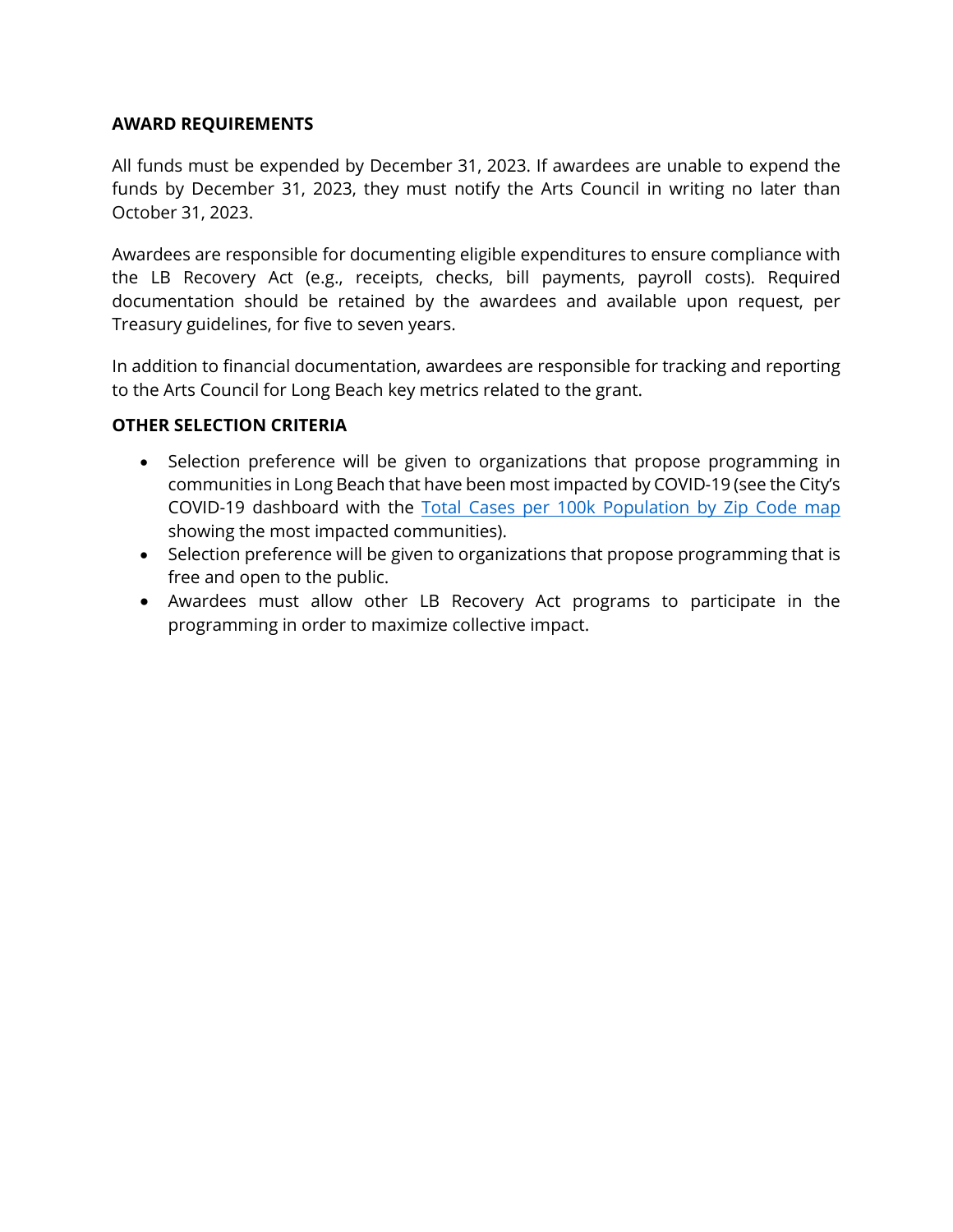**AWARD REQUIREMENTS**

All funds must be expended by December 31, 2023. If awardees are unable to expend the funds by December 31, 2023, they must notify the Arts Council in writing no later than October 31, 2023.

Awardees are responsible for documenting eligible expenditures to ensure compliance with the LB Recovery Act (e.g., receipts, checks, bill payments, payroll costs). Required documentation should be retained by the awardees and available upon request, per Treasury guidelines, for five to seven years.

In addition to financial documentation, awardees are responsible for tracking and reporting to the Arts Council for Long Beach key metrics related to the grant.

**OTHER SELECTION CRITERIA**

- Selection preference will be given to organizations that propose programming in communities in Long Beach that have been most impacted by COVID-19 (see the City's COVID-19 dashboard with the Total Cases per 100k Population by Zip Code map showing the most impacted communities).
- Selection preference will be given to organizations that propose programming that is free and open to the public.
- Awardees must allow other LB Recovery Act programs to participate in the programming in order to maximize collective impact.